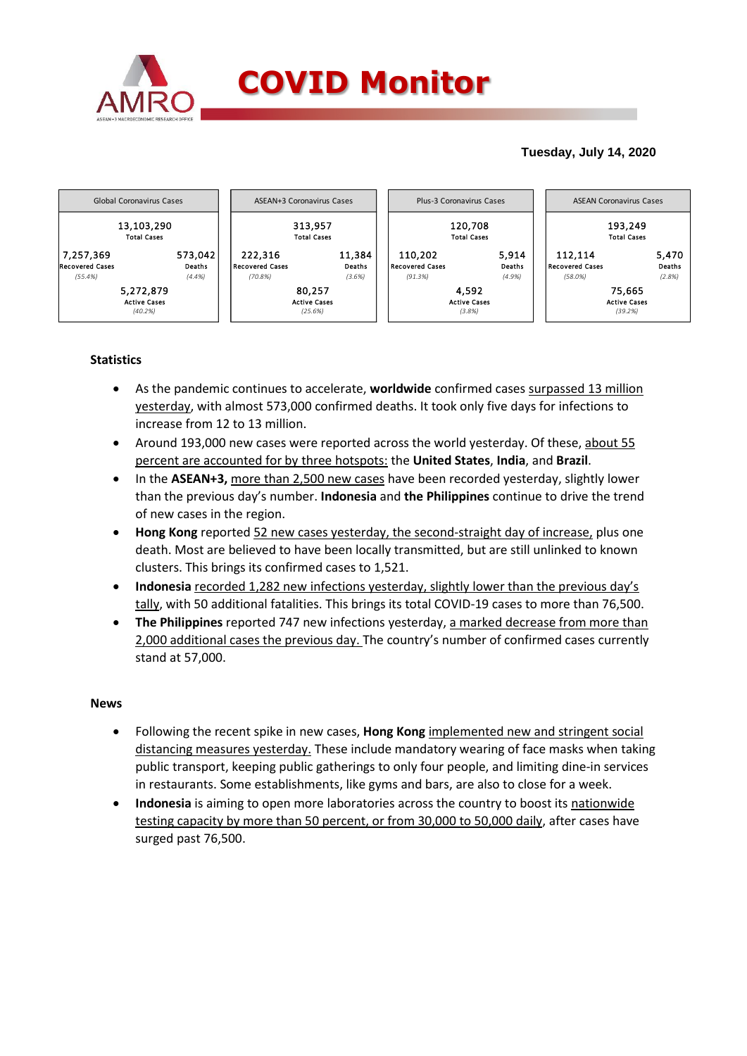# COVID Monitor

**Tuesday, July 14, 2020**

| Global Coronavirus Cases | | ASEAN+3 Coronavirus Cases | | Plus-3 Coronavirus Cases | | ASEAN Coronavirus Cases | |
|---|---|---|---|---|---|---|---|
| 13,103,290 Total Cases | | 313,957 Total Cases | | 120,708 Total Cases | | 193,249 Total Cases | |
| 7,257,369 Recovered Cases (55.4%) | 573,042 Deaths (4.4%) | 222,316 Recovered Cases (70.8%) | 11,384 Deaths (3.6%) | 110,202 Recovered Cases (91.3%) | 5,914 Deaths (4.9%) | 112,114 Recovered Cases (58.0%) | 5,470 Deaths (2.8%) |
| 5,272,879 Active Cases (40.2%) | | 80,257 Active Cases (25.6%) | | 4,592 Active Cases (3.8%) | | 75,665 Active Cases (39.2%) | |

### Statistics

- As the pandemic continues to accelerate, **worldwide** confirmed cases surpassed 13 million yesterday, with almost 573,000 confirmed deaths. It took only five days for infections to increase from 12 to 13 million.
- Around 193,000 new cases were reported across the world yesterday. Of these, about 55 percent are accounted for by three hotspots: the **United States**, **India**, and **Brazil**.
- In the **ASEAN+3,** more than 2,500 new cases have been recorded yesterday, slightly lower than the previous day's number. **Indonesia** and **the Philippines** continue to drive the trend of new cases in the region.
- **Hong Kong** reported 52 new cases yesterday, the second-straight day of increase, plus one death. Most are believed to have been locally transmitted, but are still unlinked to known clusters. This brings its confirmed cases to 1,521.
- **Indonesia** recorded 1,282 new infections yesterday, slightly lower than the previous day's tally, with 50 additional fatalities. This brings its total COVID-19 cases to more than 76,500.
- **The Philippines** reported 747 new infections yesterday, a marked decrease from more than 2,000 additional cases the previous day. The country's number of confirmed cases currently stand at 57,000.

### News

- Following the recent spike in new cases, **Hong Kong** implemented new and stringent social distancing measures yesterday. These include mandatory wearing of face masks when taking public transport, keeping public gatherings to only four people, and limiting dine-in services in restaurants. Some establishments, like gyms and bars, are also to close for a week.
- **Indonesia** is aiming to open more laboratories across the country to boost its nationwide testing capacity by more than 50 percent, or from 30,000 to 50,000 daily, after cases have surged past 76,500.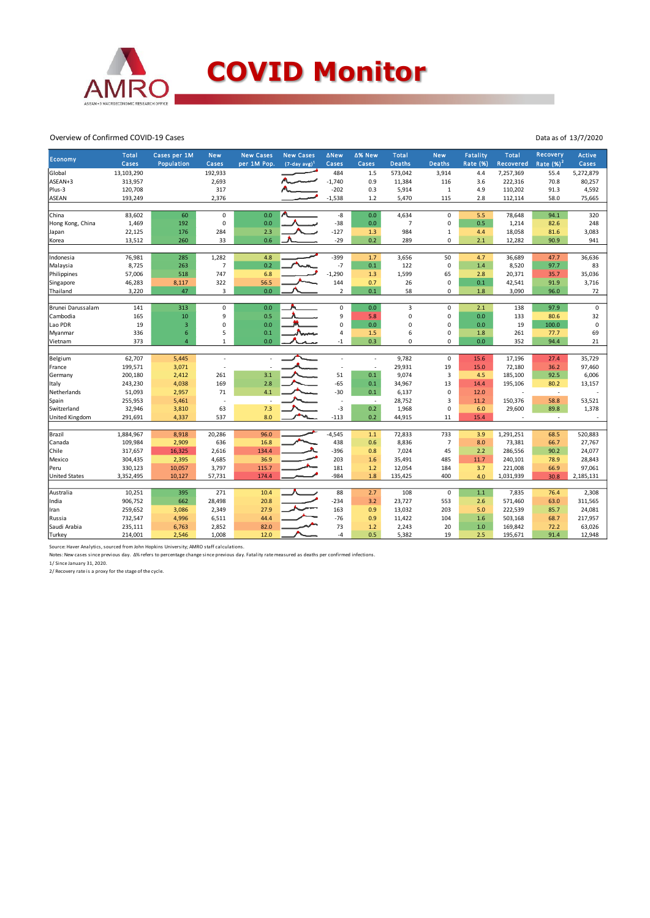# COVID Monitor

Overview of Confirmed COVID-19 Cases

Data as of 13/7/2020

| Economy | Total Cases | Cases per 1M Population | New Cases | New Cases per 1M Pop. | New Cases (7-day avg)[1] | ΔNew Cases | Δ% New Cases | Total Deaths | New Deaths | Fatality Rate (%) | Total Recovered | Recovery Rate (%)[2] | Active Cases |
|---|---|---|---|---|---|---|---|---|---|---|---|---|---|
| Global | 13,103,290 | | 192,933 | | | 484 | 1.5 | 573,042 | 3,914 | 4.4 | 7,257,369 | 55.4 | 5,272,879 |
| ASEAN+3 | 313,957 | | 2,693 | | | -1,740 | 0.9 | 11,384 | 116 | 3.6 | 222,316 | 70.8 | 80,257 |
| Plus-3 | 120,708 | | 317 | | | -202 | 0.3 | 5,914 | 1 | 4.9 | 110,202 | 91.3 | 4,592 |
| ASEAN | 193,249 | | 2,376 | | | -1,538 | 1.2 | 5,470 | 115 | 2.8 | 112,114 | 58.0 | 75,665 |
| | | | | | | | | | | | | | |
| China | 83,602 | 60 | 0 | 0.0 | | -8 | 0.0 | 4,634 | 0 | 5.5 | 78,648 | 94.1 | 320 |
| Hong Kong, China | 1,469 | 192 | 0 | 0.0 | | -38 | 0.0 | 7 | 0 | 0.5 | 1,214 | 82.6 | 248 |
| Japan | 22,125 | 176 | 284 | 2.3 | | -127 | 1.3 | 984 | 1 | 4.4 | 18,058 | 81.6 | 3,083 |
| Korea | 13,512 | 260 | 33 | 0.6 | | -29 | 0.2 | 289 | 0 | 2.1 | 12,282 | 90.9 | 941 |
| | | | | | | | | | | | | | |
| Indonesia | 76,981 | 285 | 1,282 | 4.8 | | -399 | 1.7 | 3,656 | 50 | 4.7 | 36,689 | 47.7 | 36,636 |
| Malaysia | 8,725 | 263 | 7 | 0.2 | | -7 | 0.1 | 122 | 0 | 1.4 | 8,520 | 97.7 | 83 |
| Philippines | 57,006 | 518 | 747 | 6.8 | | -1,290 | 1.3 | 1,599 | 65 | 2.8 | 20,371 | 35.7 | 35,036 |
| Singapore | 46,283 | 8,117 | 322 | 56.5 | | 144 | 0.7 | 26 | 0 | 0.1 | 42,541 | 91.9 | 3,716 |
| Thailand | 3,220 | 47 | 3 | 0.0 | | 2 | 0.1 | 58 | 0 | 1.8 | 3,090 | 96.0 | 72 |
| | | | | | | | | | | | | | |
| Brunei Darussalam | 141 | 313 | 0 | 0.0 | | 0 | 0.0 | 3 | 0 | 2.1 | 138 | 97.9 | 0 |
| Cambodia | 165 | 10 | 9 | 0.5 | | 9 | 5.8 | 0 | 0 | 0.0 | 133 | 80.6 | 32 |
| Lao PDR | 19 | 3 | 0 | 0.0 | | 0 | 0.0 | 0 | 0 | 0.0 | 19 | 100.0 | 0 |
| Myanmar | 336 | 6 | 5 | 0.1 | | 4 | 1.5 | 6 | 0 | 1.8 | 261 | 77.7 | 69 |
| Vietnam | 373 | 4 | 1 | 0.0 | | -1 | 0.3 | 0 | 0 | 0.0 | 352 | 94.4 | 21 |
| | | | | | | | | | | | | | |
| Belgium | 62,707 | 5,445 | - | - | | - | - | 9,782 | 0 | 15.6 | 17,196 | 27.4 | 35,729 |
| France | 199,571 | 3,071 | - | - | | - | - | 29,931 | 19 | 15.0 | 72,180 | 36.2 | 97,460 |
| Germany | 200,180 | 2,412 | 261 | 3.1 | | 51 | 0.1 | 9,074 | 3 | 4.5 | 185,100 | 92.5 | 6,006 |
| Italy | 243,230 | 4,038 | 169 | 2.8 | | -65 | 0.1 | 34,967 | 13 | 14.4 | 195,106 | 80.2 | 13,157 |
| Netherlands | 51,093 | 2,957 | 71 | 4.1 | | -30 | 0.1 | 6,137 | 0 | 12.0 | - | - | - |
| Spain | 255,953 | 5,461 | - | - | | - | - | 28,752 | 3 | 11.2 | 150,376 | 58.8 | 53,521 |
| Switzerland | 32,946 | 3,810 | 63 | 7.3 | | -3 | 0.2 | 1,968 | 0 | 6.0 | 29,600 | 89.8 | 1,378 |
| United Kingdom | 291,691 | 4,337 | 537 | 8.0 | | -113 | 0.2 | 44,915 | 11 | 15.4 | - | - | - |
| | | | | | | | | | | | | | |
| Brazil | 1,884,967 | 8,918 | 20,286 | 96.0 | | -4,545 | 1.1 | 72,833 | 733 | 3.9 | 1,291,251 | 68.5 | 520,883 |
| Canada | 109,984 | 2,909 | 636 | 16.8 | | 438 | 0.6 | 8,836 | 7 | 8.0 | 73,381 | 66.7 | 27,767 |
| Chile | 317,657 | 16,325 | 2,616 | 134.4 | | -396 | 0.8 | 7,024 | 45 | 2.2 | 286,556 | 90.2 | 24,077 |
| Mexico | 304,435 | 2,395 | 4,685 | 36.9 | | 203 | 1.6 | 35,491 | 485 | 11.7 | 240,101 | 78.9 | 28,843 |
| Peru | 330,123 | 10,057 | 3,797 | 115.7 | | 181 | 1.2 | 12,054 | 184 | 3.7 | 221,008 | 66.9 | 97,061 |
| United States | 3,352,495 | 10,127 | 57,731 | 174.4 | | -984 | 1.8 | 135,425 | 400 | 4.0 | 1,031,939 | 30.8 | 2,185,131 |
| | | | | | | | | | | | | | |
| Australia | 10,251 | 395 | 271 | 10.4 | | 88 | 2.7 | 108 | 0 | 1.1 | 7,835 | 76.4 | 2,308 |
| India | 906,752 | 662 | 28,498 | 20.8 | | -234 | 3.2 | 23,727 | 553 | 2.6 | 571,460 | 63.0 | 311,565 |
| Iran | 259,652 | 3,086 | 2,349 | 27.9 | | 163 | 0.9 | 13,032 | 203 | 5.0 | 222,539 | 85.7 | 24,081 |
| Russia | 732,547 | 4,996 | 6,511 | 44.4 | | -76 | 0.9 | 11,422 | 104 | 1.6 | 503,168 | 68.7 | 217,957 |
| Saudi Arabia | 235,111 | 6,763 | 2,852 | 82.0 | | 73 | 1.2 | 2,243 | 20 | 1.0 | 169,842 | 72.2 | 63,026 |
| Turkey | 214,001 | 2,546 | 1,008 | 12.0 | | -4 | 0.5 | 5,382 | 19 | 2.5 | 195,671 | 91.4 | 12,948 |

Source: Haver Analytics, sourced from John Hopkins University; AMRO staff calculations.

Notes: New cases since previous day. Δ% refers to percentage change since previous day. Fatality rate measured as deaths per confirmed infections.

1/ Since January 31, 2020.

2/ Recovery rate is a proxy for the stage of the cycle.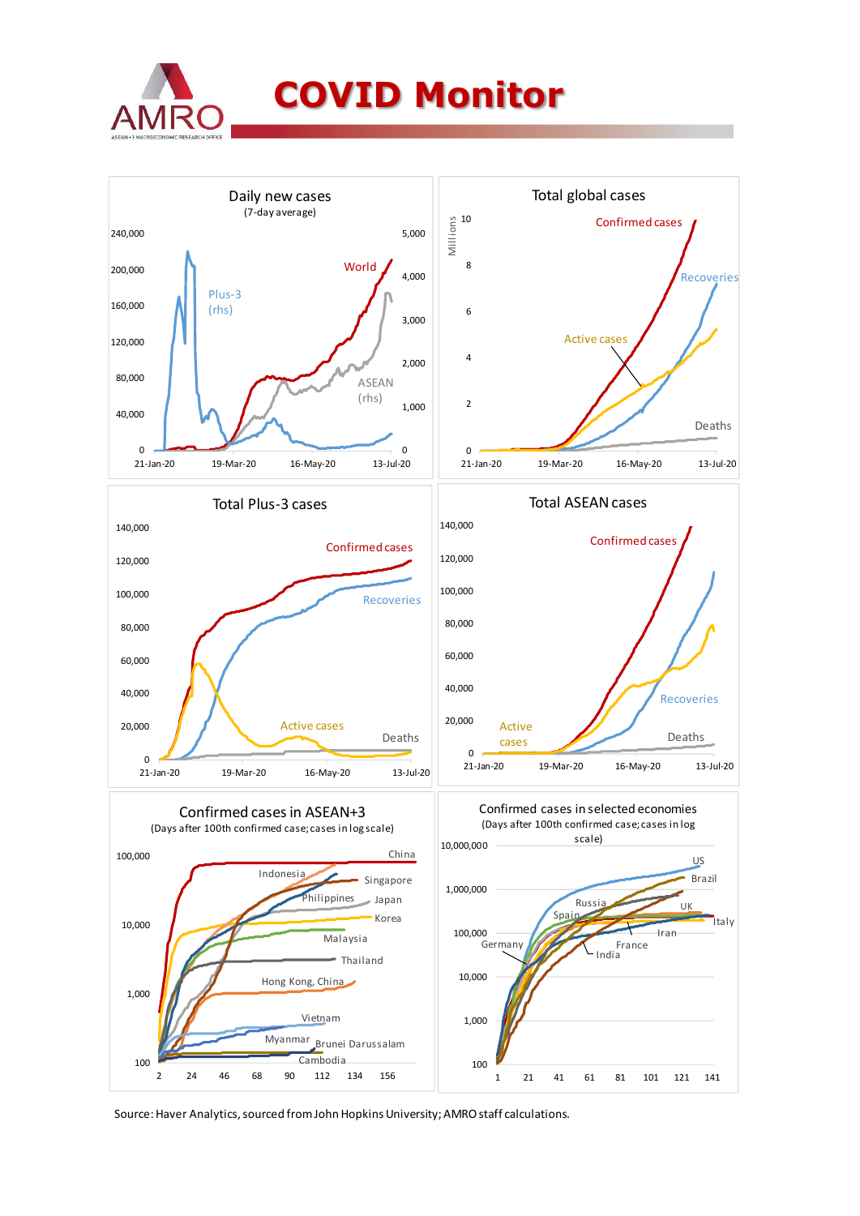# COVID Monitor

AMRO
ASEAN+3 MACROECONOMIC RESEARCH OFFICE

### Daily new cases
(7-day average)

240,000
200,000
160,000
120,000
80,000
40,000
0

5,000
4,000
3,000
2,000
1,000
0

World
Plus-3 (rhs)
ASEAN (rhs)

21-Jan-20
19-Mar-20
16-May-20
13-Jul-20

### Total global cases

Millions
10
8
6
4
2
0

Confirmed cases
Recoveries
Active cases
Deaths

21-Jan-20
19-Mar-20
16-May-20
13-Jul-20

### Total Plus-3 cases

140,000
120,000
100,000
80,000
60,000
40,000
20,000
0

Confirmed cases
Recoveries
Active cases
Deaths

21-Jan-20
19-Mar-20
16-May-20
13-Jul-20

### Total ASEAN cases

140,000
120,000
100,000
80,000
60,000
40,000
20,000
0

Confirmed cases
Recoveries
Active cases
Deaths

21-Jan-20
19-Mar-20
16-May-20
13-Jul-20

### Confirmed cases in ASEAN+3
(Days after 100th confirmed case; cases in log scale)

100,000
10,000
1,000
100

China
Indonesia
Singapore
Philippines
Japan
Korea
Malaysia
Thailand
Hong Kong, China
Vietnam
Myanmar
Brunei Darussalam
Cambodia

2
24
46
68
90
112
134
156

### Confirmed cases in selected economies
(Days after 100th confirmed case; cases in log scale)

10,000,000
1,000,000
100,000
10,000
1,000
100

US
Brazil
Russia
UK
Spain
Italy
Germany
Iran
France
India

1
21
41
61
81
101
121
141

Source: Haver Analytics, sourced from John Hopkins University; AMRO staff calculations.